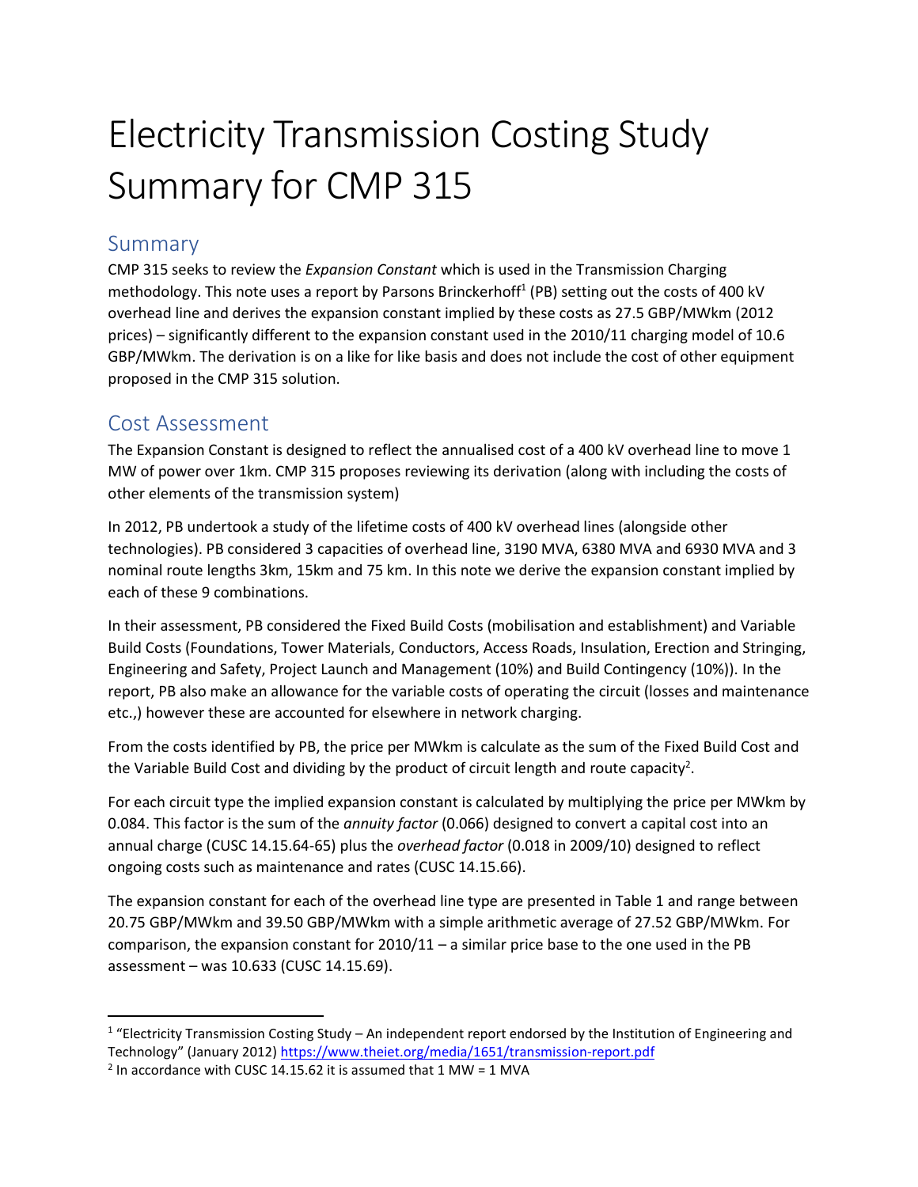# Electricity Transmission Costing Study Summary for CMP 315

## Summary

CMP 315 seeks to review the *Expansion Constant* which is used in the Transmission Charging methodology. This note uses a report by Parsons Brinckerhoff[1] (PB) setting out the costs of 400 kV overhead line and derives the expansion constant implied by these costs as 27.5 GBP/MWkm (2012 prices) – significantly different to the expansion constant used in the 2010/11 charging model of 10.6 GBP/MWkm. The derivation is on a like for like basis and does not include the cost of other equipment proposed in the CMP 315 solution.

## Cost Assessment

The Expansion Constant is designed to reflect the annualised cost of a 400 kV overhead line to move 1 MW of power over 1km. CMP 315 proposes reviewing its derivation (along with including the costs of other elements of the transmission system)

In 2012, PB undertook a study of the lifetime costs of 400 kV overhead lines (alongside other technologies). PB considered 3 capacities of overhead line, 3190 MVA, 6380 MVA and 6930 MVA and 3 nominal route lengths 3km, 15km and 75 km. In this note we derive the expansion constant implied by each of these 9 combinations.

In their assessment, PB considered the Fixed Build Costs (mobilisation and establishment) and Variable Build Costs (Foundations, Tower Materials, Conductors, Access Roads, Insulation, Erection and Stringing, Engineering and Safety, Project Launch and Management (10%) and Build Contingency (10%)). In the report, PB also make an allowance for the variable costs of operating the circuit (losses and maintenance etc.,) however these are accounted for elsewhere in network charging.

From the costs identified by PB, the price per MWkm is calculate as the sum of the Fixed Build Cost and the Variable Build Cost and dividing by the product of circuit length and route capacity[2].

For each circuit type the implied expansion constant is calculated by multiplying the price per MWkm by 0.084. This factor is the sum of the *annuity factor* (0.066) designed to convert a capital cost into an annual charge (CUSC 14.15.64-65) plus the *overhead factor* (0.018 in 2009/10) designed to reflect ongoing costs such as maintenance and rates (CUSC 14.15.66).

The expansion constant for each of the overhead line type are presented in Table 1 and range between 20.75 GBP/MWkm and 39.50 GBP/MWkm with a simple arithmetic average of 27.52 GBP/MWkm. For comparison, the expansion constant for 2010/11 – a similar price base to the one used in the PB assessment – was 10.633 (CUSC 14.15.69).

---

[1] "Electricity Transmission Costing Study – An independent report endorsed by the Institution of Engineering and Technology" (January 2012) https://www.theiet.org/media/1651/transmission-report.pdf

[2] In accordance with CUSC 14.15.62 it is assumed that 1 MW = 1 MVA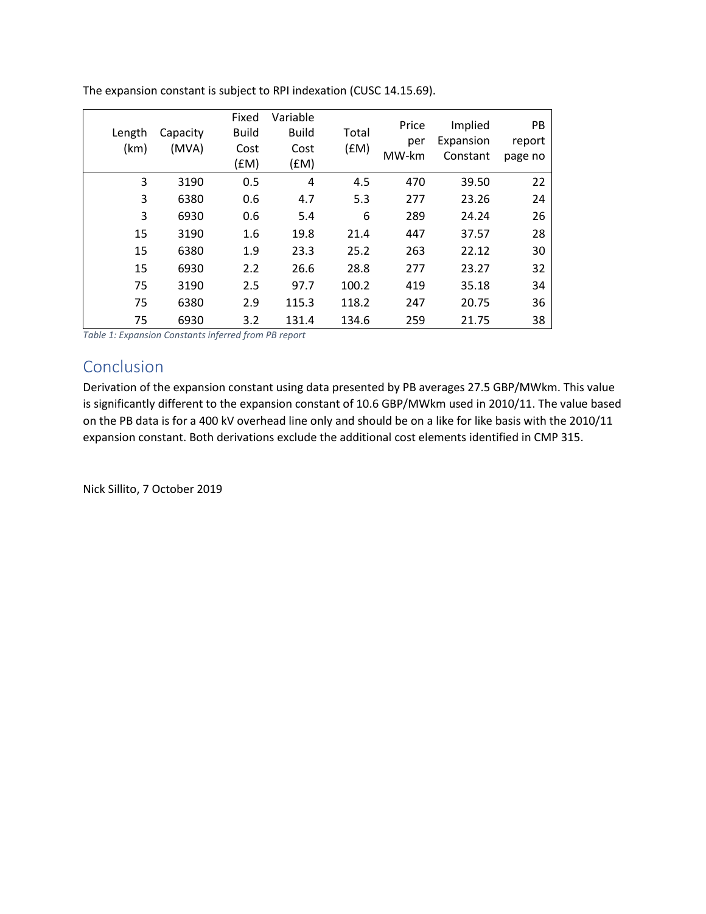The expansion constant is subject to RPI indexation (CUSC 14.15.69).

| Length (km) | Capacity (MVA) | Fixed Build Cost (£M) | Variable Build Cost (£M) | Total (£M) | Price per MW-km | Implied Expansion Constant | PB report page no |
|---|---|---|---|---|---|---|---|
| 3 | 3190 | 0.5 | 4 | 4.5 | 470 | 39.50 | 22 |
| 3 | 6380 | 0.6 | 4.7 | 5.3 | 277 | 23.26 | 24 |
| 3 | 6930 | 0.6 | 5.4 | 6 | 289 | 24.24 | 26 |
| 15 | 3190 | 1.6 | 19.8 | 21.4 | 447 | 37.57 | 28 |
| 15 | 6380 | 1.9 | 23.3 | 25.2 | 263 | 22.12 | 30 |
| 15 | 6930 | 2.2 | 26.6 | 28.8 | 277 | 23.27 | 32 |
| 75 | 3190 | 2.5 | 97.7 | 100.2 | 419 | 35.18 | 34 |
| 75 | 6380 | 2.9 | 115.3 | 118.2 | 247 | 20.75 | 36 |
| 75 | 6930 | 3.2 | 131.4 | 134.6 | 259 | 21.75 | 38 |

*Table 1: Expansion Constants inferred from PB report*

## Conclusion

Derivation of the expansion constant using data presented by PB averages 27.5 GBP/MWkm. This value is significantly different to the expansion constant of 10.6 GBP/MWkm used in 2010/11. The value based on the PB data is for a 400 kV overhead line only and should be on a like for like basis with the 2010/11 expansion constant. Both derivations exclude the additional cost elements identified in CMP 315.

Nick Sillito, 7 October 2019